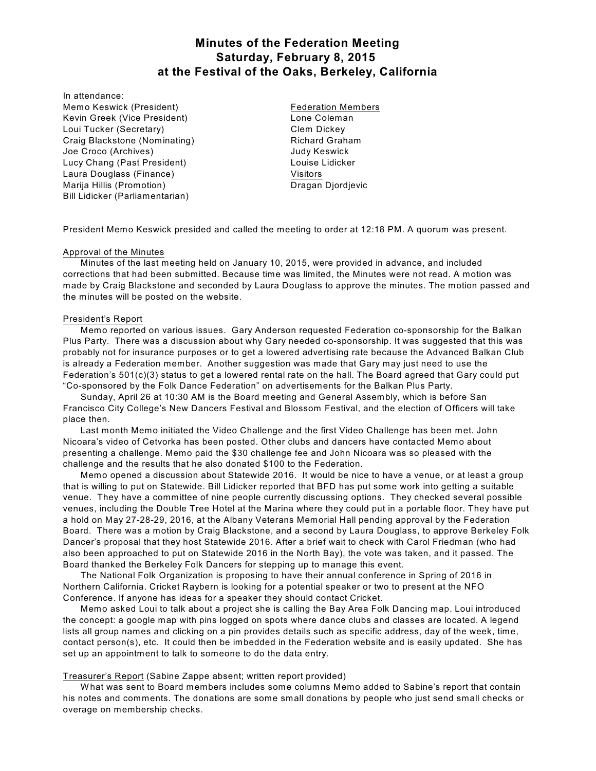# Minutes of the Federation Meeting
## Saturday, February 8, 2015
## at the Festival of the Oaks, Berkeley, California

In attendance:

Memo Keswick (President)
Kevin Greek (Vice President)
Loui Tucker (Secretary)
Craig Blackstone (Nominating)
Joe Croco (Archives)
Lucy Chang (Past President)
Laura Douglass (Finance)
Marija Hillis (Promotion)
Bill Lidicker (Parliamentarian)

Federation Members
Lone Coleman
Clem Dickey
Richard Graham
Judy Keswick
Louise Lidicker

Visitors
Dragan Djordjevic

President Memo Keswick presided and called the meeting to order at 12:18 PM. A quorum was present.

Approval of the Minutes

Minutes of the last meeting held on January 10, 2015, were provided in advance, and included corrections that had been submitted. Because time was limited, the Minutes were not read. A motion was made by Craig Blackstone and seconded by Laura Douglass to approve the minutes. The motion passed and the minutes will be posted on the website.

President's Report

Memo reported on various issues. Gary Anderson requested Federation co-sponsorship for the Balkan Plus Party. There was a discussion about why Gary needed co-sponsorship. It was suggested that this was probably not for insurance purposes or to get a lowered advertising rate because the Advanced Balkan Club is already a Federation member. Another suggestion was made that Gary may just need to use the Federation's 501(c)(3) status to get a lowered rental rate on the hall. The Board agreed that Gary could put "Co-sponsored by the Folk Dance Federation" on advertisements for the Balkan Plus Party.

Sunday, April 26 at 10:30 AM is the Board meeting and General Assembly, which is before San Francisco City College's New Dancers Festival and Blossom Festival, and the election of Officers will take place then.

Last month Memo initiated the Video Challenge and the first Video Challenge has been met. John Nicoara's video of Cetvorka has been posted. Other clubs and dancers have contacted Memo about presenting a challenge. Memo paid the $30 challenge fee and John Nicoara was so pleased with the challenge and the results that he also donated $100 to the Federation.

Memo opened a discussion about Statewide 2016. It would be nice to have a venue, or at least a group that is willing to put on Statewide. Bill Lidicker reported that BFD has put some work into getting a suitable venue. They have a committee of nine people currently discussing options. They checked several possible venues, including the Double Tree Hotel at the Marina where they could put in a portable floor. They have put a hold on May 27-28-29, 2016, at the Albany Veterans Memorial Hall pending approval by the Federation Board. There was a motion by Craig Blackstone, and a second by Laura Douglass, to approve Berkeley Folk Dancer's proposal that they host Statewide 2016. After a brief wait to check with Carol Friedman (who had also been approached to put on Statewide 2016 in the North Bay), the vote was taken, and it passed. The Board thanked the Berkeley Folk Dancers for stepping up to manage this event.

The National Folk Organization is proposing to have their annual conference in Spring of 2016 in Northern California. Cricket Raybern is looking for a potential speaker or two to present at the NFO Conference. If anyone has ideas for a speaker they should contact Cricket.

Memo asked Loui to talk about a project she is calling the Bay Area Folk Dancing map. Loui introduced the concept: a google map with pins logged on spots where dance clubs and classes are located. A legend lists all group names and clicking on a pin provides details such as specific address, day of the week, time, contact person(s), etc. It could then be imbedded in the Federation website and is easily updated. She has set up an appointment to talk to someone to do the data entry.

Treasurer's Report (Sabine Zappe absent; written report provided)

What was sent to Board members includes some columns Memo added to Sabine's report that contain his notes and comments. The donations are some small donations by people who just send small checks or overage on membership checks.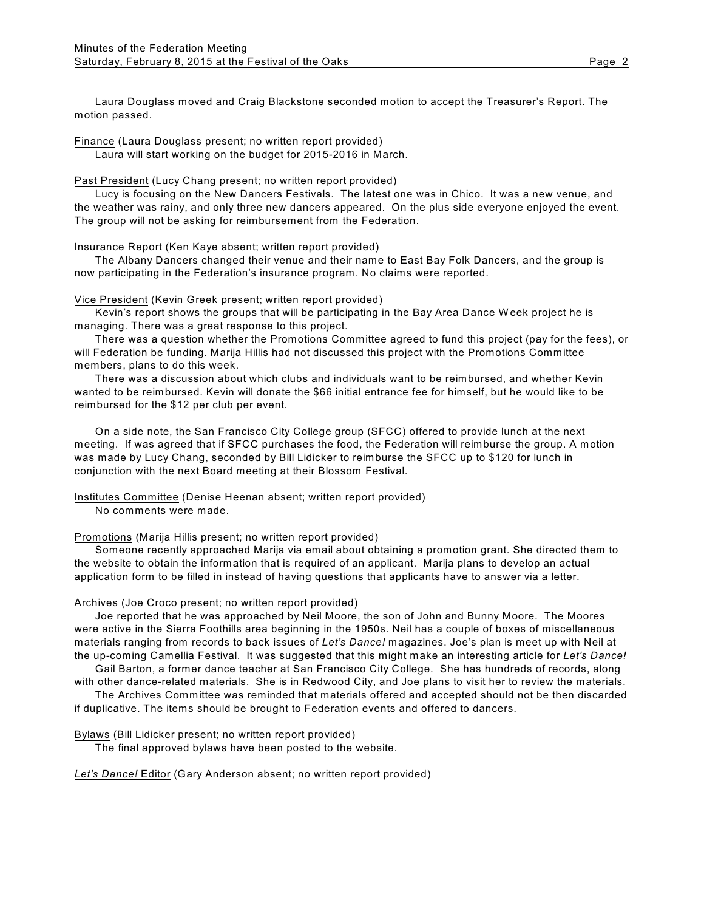Laura Douglass moved and Craig Blackstone seconded motion to accept the Treasurer's Report. The motion passed.

Finance (Laura Douglass present; no written report provided)
Laura will start working on the budget for 2015-2016 in March.

Past President (Lucy Chang present; no written report provided)
Lucy is focusing on the New Dancers Festivals. The latest one was in Chico. It was a new venue, and the weather was rainy, and only three new dancers appeared. On the plus side everyone enjoyed the event. The group will not be asking for reimbursement from the Federation.

Insurance Report (Ken Kaye absent; written report provided)
The Albany Dancers changed their venue and their name to East Bay Folk Dancers, and the group is now participating in the Federation's insurance program. No claims were reported.

Vice President (Kevin Greek present; written report provided)
Kevin's report shows the groups that will be participating in the Bay Area Dance Week project he is managing. There was a great response to this project.
There was a question whether the Promotions Committee agreed to fund this project (pay for the fees), or will Federation be funding. Marija Hillis had not discussed this project with the Promotions Committee members, plans to do this week.
There was a discussion about which clubs and individuals want to be reimbursed, and whether Kevin wanted to be reimbursed. Kevin will donate the $66 initial entrance fee for himself, but he would like to be reimbursed for the $12 per club per event.

On a side note, the San Francisco City College group (SFCC) offered to provide lunch at the next meeting. If was agreed that if SFCC purchases the food, the Federation will reimburse the group. A motion was made by Lucy Chang, seconded by Bill Lidicker to reimburse the SFCC up to $120 for lunch in conjunction with the next Board meeting at their Blossom Festival.

Institutes Committee (Denise Heenan absent; written report provided)
No comments were made.

Promotions (Marija Hillis present; no written report provided)
Someone recently approached Marija via email about obtaining a promotion grant. She directed them to the website to obtain the information that is required of an applicant. Marija plans to develop an actual application form to be filled in instead of having questions that applicants have to answer via a letter.

Archives (Joe Croco present; no written report provided)
Joe reported that he was approached by Neil Moore, the son of John and Bunny Moore. The Moores were active in the Sierra Foothills area beginning in the 1950s. Neil has a couple of boxes of miscellaneous materials ranging from records to back issues of *Let's Dance!* magazines. Joe's plan is meet up with Neil at the up-coming Camellia Festival. It was suggested that this might make an interesting article for *Let's Dance!*
Gail Barton, a former dance teacher at San Francisco City College. She has hundreds of records, along with other dance-related materials. She is in Redwood City, and Joe plans to visit her to review the materials.
The Archives Committee was reminded that materials offered and accepted should not be then discarded if duplicative. The items should be brought to Federation events and offered to dancers.

Bylaws (Bill Lidicker present; no written report provided)
The final approved bylaws have been posted to the website.

*Let's Dance!* Editor (Gary Anderson absent; no written report provided)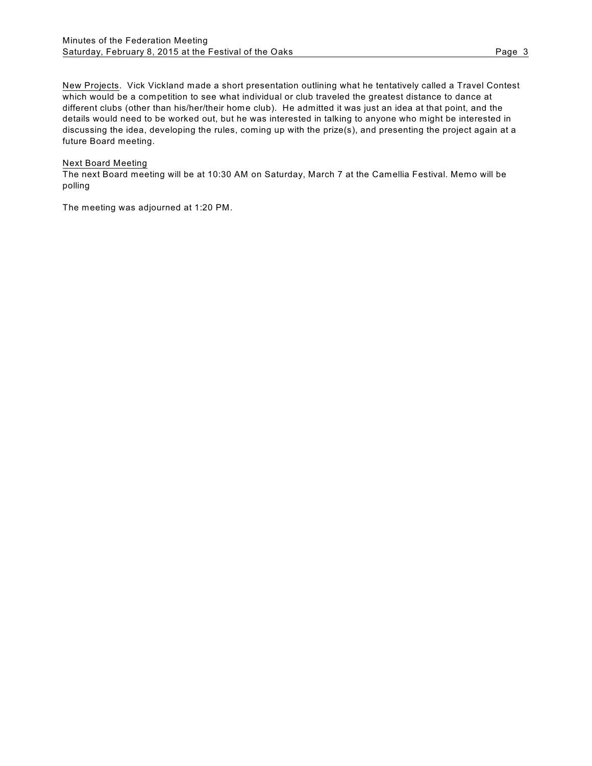New Projects. Vick Vickland made a short presentation outlining what he tentatively called a Travel Contest which would be a competition to see what individual or club traveled the greatest distance to dance at different clubs (other than his/her/their home club). He admitted it was just an idea at that point, and the details would need to be worked out, but he was interested in talking to anyone who might be interested in discussing the idea, developing the rules, coming up with the prize(s), and presenting the project again at a future Board meeting.

Next Board Meeting

The next Board meeting will be at 10:30 AM on Saturday, March 7 at the Camellia Festival. Memo will be polling

The meeting was adjourned at 1:20 PM.